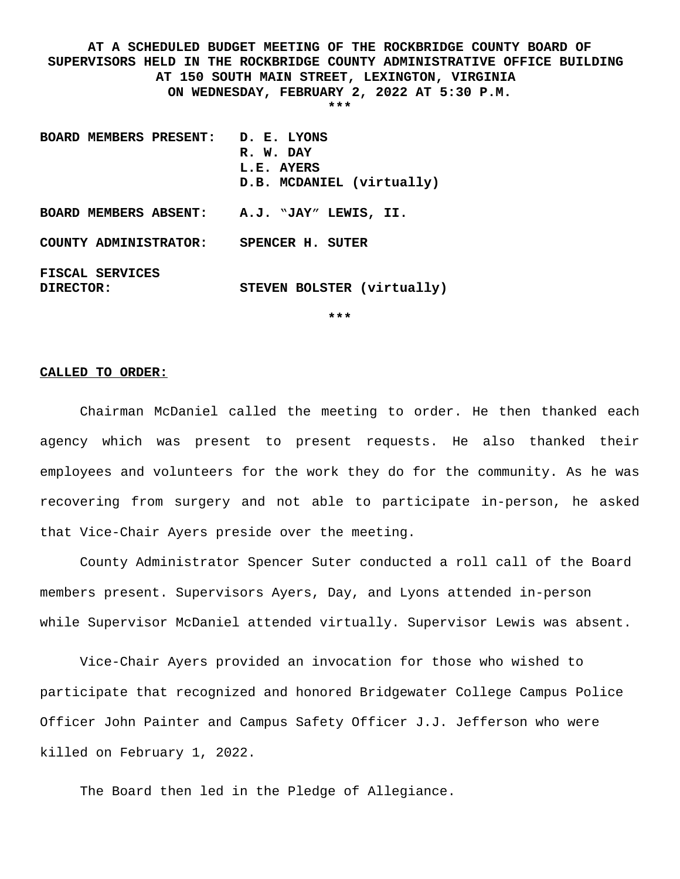**AT A SCHEDULED BUDGET MEETING OF THE ROCKBRIDGE COUNTY BOARD OF SUPERVISORS HELD IN THE ROCKBRIDGE COUNTY ADMINISTRATIVE OFFICE BUILDING AT 150 SOUTH MAIN STREET, LEXINGTON, VIRGINIA ON WEDNESDAY, FEBRUARY 2, 2022 AT 5:30 P.M.**

***

| | |
|---|---|
| **BOARD MEMBERS PRESENT:** | **D. E. LYONS** |
| | **R. W. DAY** |
| | **L.E. AYERS** |
| | **D.B. MCDANIEL (virtually)** |
| **BOARD MEMBERS ABSENT:** | **A.J. "JAY" LEWIS, II.** |
| **COUNTY ADMINISTRATOR:** | **SPENCER H. SUTER** |
| **FISCAL SERVICES DIRECTOR:** | **STEVEN BOLSTER (virtually)** |

***

**CALLED TO ORDER:**

Chairman McDaniel called the meeting to order. He then thanked each agency which was present to present requests. He also thanked their employees and volunteers for the work they do for the community. As he was recovering from surgery and not able to participate in-person, he asked that Vice-Chair Ayers preside over the meeting.

County Administrator Spencer Suter conducted a roll call of the Board members present. Supervisors Ayers, Day, and Lyons attended in-person while Supervisor McDaniel attended virtually. Supervisor Lewis was absent.

Vice-Chair Ayers provided an invocation for those who wished to participate that recognized and honored Bridgewater College Campus Police Officer John Painter and Campus Safety Officer J.J. Jefferson who were killed on February 1, 2022.

The Board then led in the Pledge of Allegiance.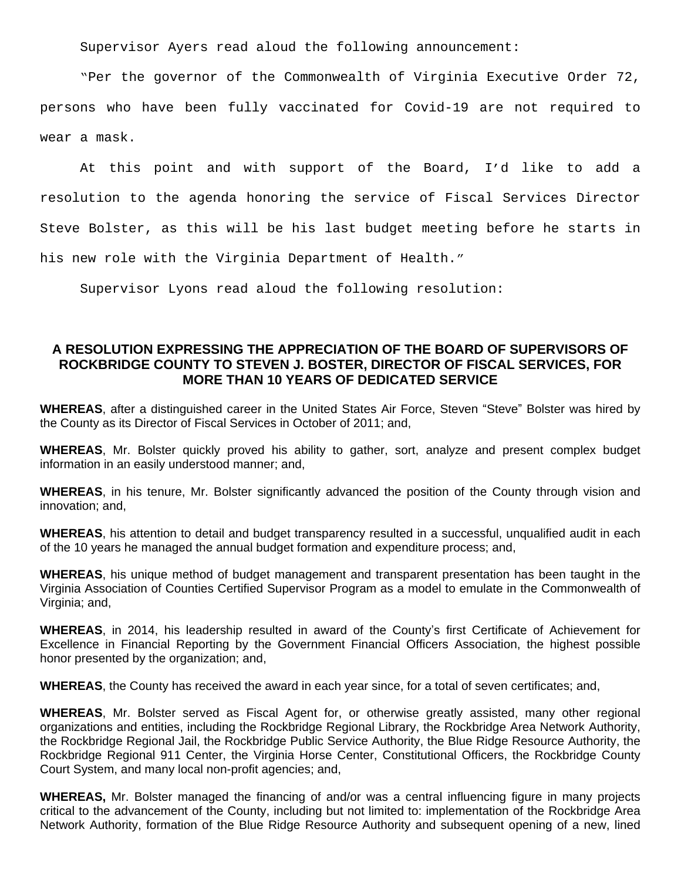Supervisor Ayers read aloud the following announcement:

"Per the governor of the Commonwealth of Virginia Executive Order 72, persons who have been fully vaccinated for Covid-19 are not required to wear a mask.

At this point and with support of the Board, I'd like to add a resolution to the agenda honoring the service of Fiscal Services Director Steve Bolster, as this will be his last budget meeting before he starts in his new role with the Virginia Department of Health."

Supervisor Lyons read aloud the following resolution:

### A RESOLUTION EXPRESSING THE APPRECIATION OF THE BOARD OF SUPERVISORS OF ROCKBRIDGE COUNTY TO STEVEN J. BOSTER, DIRECTOR OF FISCAL SERVICES, FOR MORE THAN 10 YEARS OF DEDICATED SERVICE

**WHEREAS**, after a distinguished career in the United States Air Force, Steven "Steve" Bolster was hired by the County as its Director of Fiscal Services in October of 2011; and,

**WHEREAS**, Mr. Bolster quickly proved his ability to gather, sort, analyze and present complex budget information in an easily understood manner; and,

**WHEREAS**, in his tenure, Mr. Bolster significantly advanced the position of the County through vision and innovation; and,

**WHEREAS**, his attention to detail and budget transparency resulted in a successful, unqualified audit in each of the 10 years he managed the annual budget formation and expenditure process; and,

**WHEREAS**, his unique method of budget management and transparent presentation has been taught in the Virginia Association of Counties Certified Supervisor Program as a model to emulate in the Commonwealth of Virginia; and,

**WHEREAS**, in 2014, his leadership resulted in award of the County's first Certificate of Achievement for Excellence in Financial Reporting by the Government Financial Officers Association, the highest possible honor presented by the organization; and,

**WHEREAS**, the County has received the award in each year since, for a total of seven certificates; and,

**WHEREAS**, Mr. Bolster served as Fiscal Agent for, or otherwise greatly assisted, many other regional organizations and entities, including the Rockbridge Regional Library, the Rockbridge Area Network Authority, the Rockbridge Regional Jail, the Rockbridge Public Service Authority, the Blue Ridge Resource Authority, the Rockbridge Regional 911 Center, the Virginia Horse Center, Constitutional Officers, the Rockbridge County Court System, and many local non-profit agencies; and,

**WHEREAS,** Mr. Bolster managed the financing of and/or was a central influencing figure in many projects critical to the advancement of the County, including but not limited to: implementation of the Rockbridge Area Network Authority, formation of the Blue Ridge Resource Authority and subsequent opening of a new, lined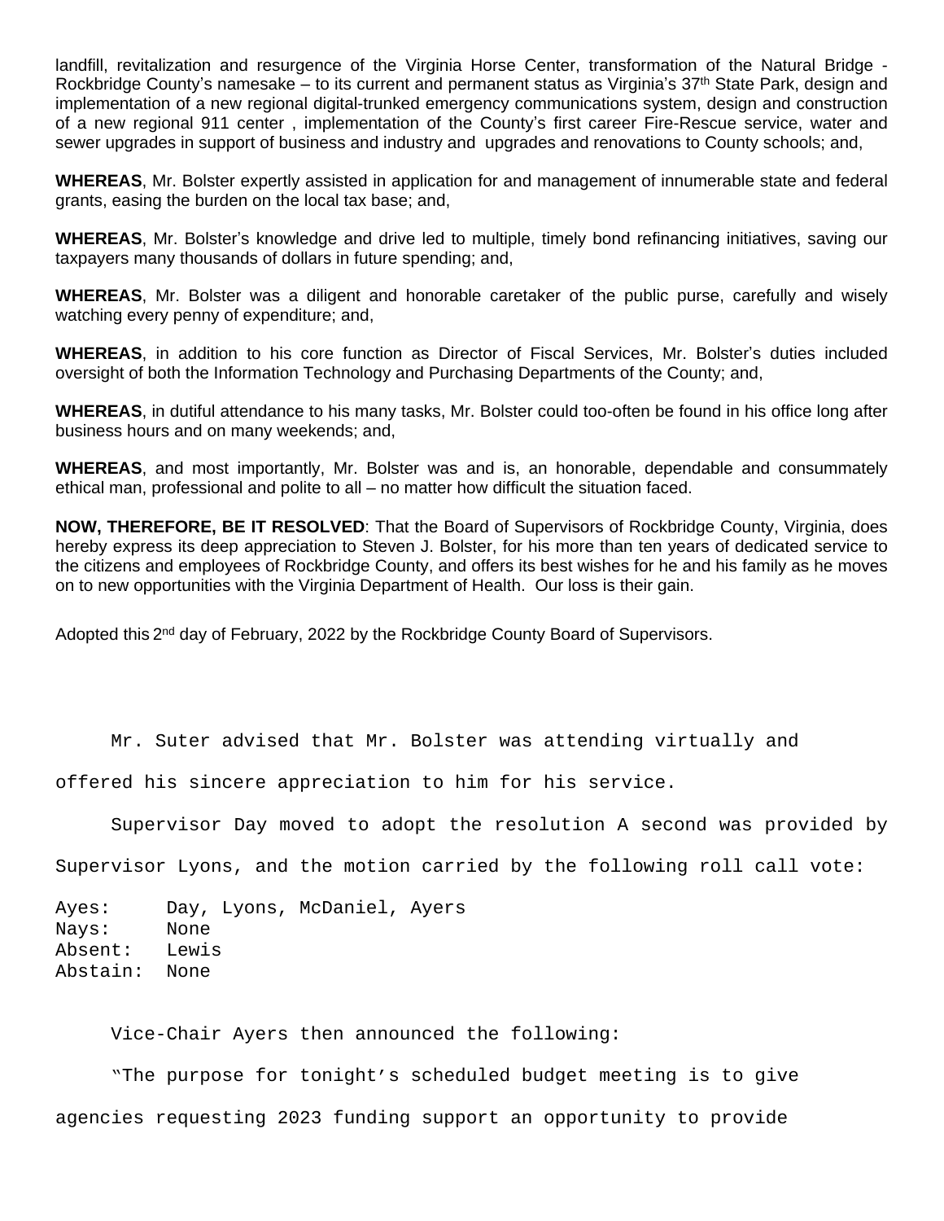landfill, revitalization and resurgence of the Virginia Horse Center, transformation of the Natural Bridge - Rockbridge County's namesake – to its current and permanent status as Virginia's 37th State Park, design and implementation of a new regional digital-trunked emergency communications system, design and construction of a new regional 911 center , implementation of the County's first career Fire-Rescue service, water and sewer upgrades in support of business and industry and upgrades and renovations to County schools; and,

**WHEREAS**, Mr. Bolster expertly assisted in application for and management of innumerable state and federal grants, easing the burden on the local tax base; and,

**WHEREAS**, Mr. Bolster's knowledge and drive led to multiple, timely bond refinancing initiatives, saving our taxpayers many thousands of dollars in future spending; and,

**WHEREAS**, Mr. Bolster was a diligent and honorable caretaker of the public purse, carefully and wisely watching every penny of expenditure; and,

**WHEREAS**, in addition to his core function as Director of Fiscal Services, Mr. Bolster's duties included oversight of both the Information Technology and Purchasing Departments of the County; and,

**WHEREAS**, in dutiful attendance to his many tasks, Mr. Bolster could too-often be found in his office long after business hours and on many weekends; and,

**WHEREAS**, and most importantly, Mr. Bolster was and is, an honorable, dependable and consummately ethical man, professional and polite to all – no matter how difficult the situation faced.

**NOW, THEREFORE, BE IT RESOLVED**: That the Board of Supervisors of Rockbridge County, Virginia, does hereby express its deep appreciation to Steven J. Bolster, for his more than ten years of dedicated service to the citizens and employees of Rockbridge County, and offers its best wishes for he and his family as he moves on to new opportunities with the Virginia Department of Health. Our loss is their gain.

Adopted this 2nd day of February, 2022 by the Rockbridge County Board of Supervisors.

Mr. Suter advised that Mr. Bolster was attending virtually and offered his sincere appreciation to him for his service.

Supervisor Day moved to adopt the resolution A second was provided by Supervisor Lyons, and the motion carried by the following roll call vote:

Ayes: Day, Lyons, McDaniel, Ayers
Nays: None
Absent: Lewis
Abstain: None

Vice-Chair Ayers then announced the following:

"The purpose for tonight's scheduled budget meeting is to give agencies requesting 2023 funding support an opportunity to provide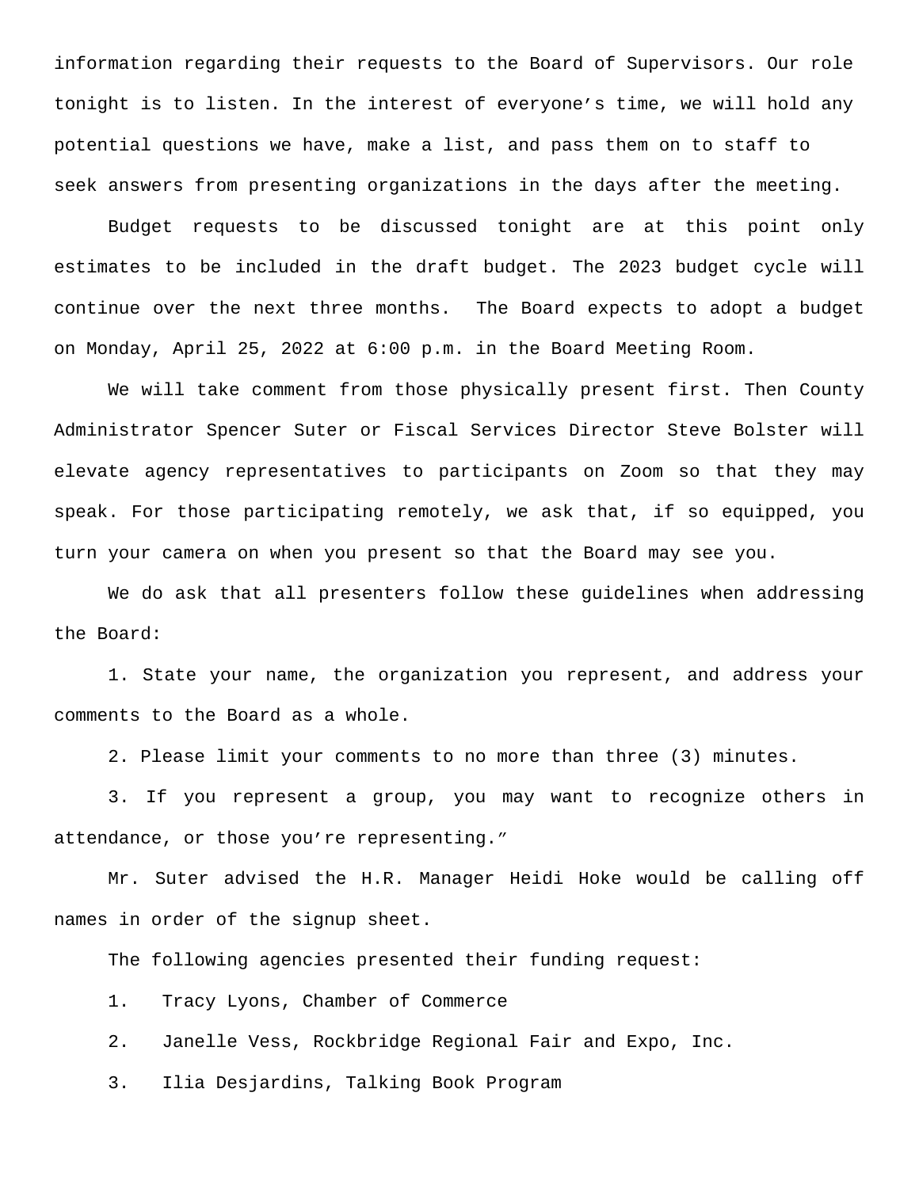information regarding their requests to the Board of Supervisors. Our role tonight is to listen. In the interest of everyone's time, we will hold any potential questions we have, make a list, and pass them on to staff to seek answers from presenting organizations in the days after the meeting.

Budget requests to be discussed tonight are at this point only estimates to be included in the draft budget. The 2023 budget cycle will continue over the next three months. The Board expects to adopt a budget on Monday, April 25, 2022 at 6:00 p.m. in the Board Meeting Room.

We will take comment from those physically present first. Then County Administrator Spencer Suter or Fiscal Services Director Steve Bolster will elevate agency representatives to participants on Zoom so that they may speak. For those participating remotely, we ask that, if so equipped, you turn your camera on when you present so that the Board may see you.

We do ask that all presenters follow these guidelines when addressing the Board:

1. State your name, the organization you represent, and address your comments to the Board as a whole.

2. Please limit your comments to no more than three (3) minutes.

3. If you represent a group, you may want to recognize others in attendance, or those you're representing."

Mr. Suter advised the H.R. Manager Heidi Hoke would be calling off names in order of the signup sheet.

The following agencies presented their funding request:

1. Tracy Lyons, Chamber of Commerce
2. Janelle Vess, Rockbridge Regional Fair and Expo, Inc.
3. Ilia Desjardins, Talking Book Program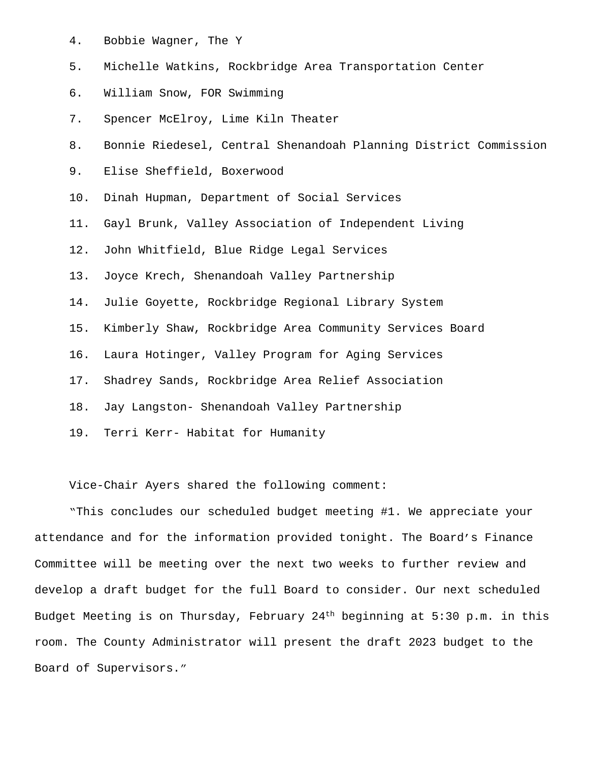4. Bobbie Wagner, The Y
5. Michelle Watkins, Rockbridge Area Transportation Center
6. William Snow, FOR Swimming
7. Spencer McElroy, Lime Kiln Theater
8. Bonnie Riedesel, Central Shenandoah Planning District Commission
9. Elise Sheffield, Boxerwood
10. Dinah Hupman, Department of Social Services
11. Gayl Brunk, Valley Association of Independent Living
12. John Whitfield, Blue Ridge Legal Services
13. Joyce Krech, Shenandoah Valley Partnership
14. Julie Goyette, Rockbridge Regional Library System
15. Kimberly Shaw, Rockbridge Area Community Services Board
16. Laura Hotinger, Valley Program for Aging Services
17. Shadrey Sands, Rockbridge Area Relief Association
18. Jay Langston- Shenandoah Valley Partnership
19. Terri Kerr- Habitat for Humanity

Vice-Chair Ayers shared the following comment:

"This concludes our scheduled budget meeting #1. We appreciate your attendance and for the information provided tonight. The Board's Finance Committee will be meeting over the next two weeks to further review and develop a draft budget for the full Board to consider. Our next scheduled Budget Meeting is on Thursday, February 24th beginning at 5:30 p.m. in this room. The County Administrator will present the draft 2023 budget to the Board of Supervisors."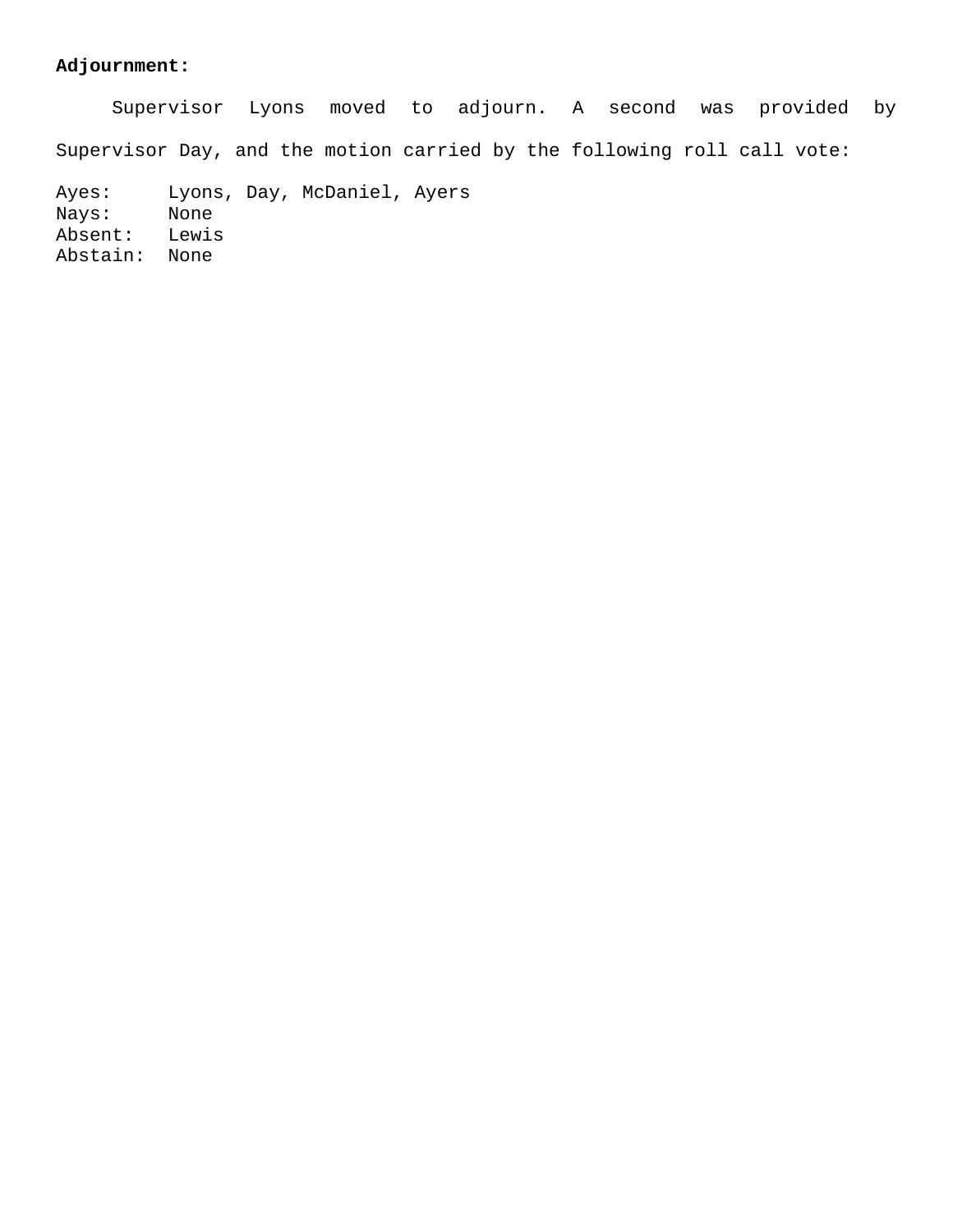**Adjournment:**

Supervisor Lyons moved to adjourn. A second was provided by Supervisor Day, and the motion carried by the following roll call vote:

Ayes: Lyons, Day, McDaniel, Ayers
Nays: None
Absent: Lewis
Abstain: None